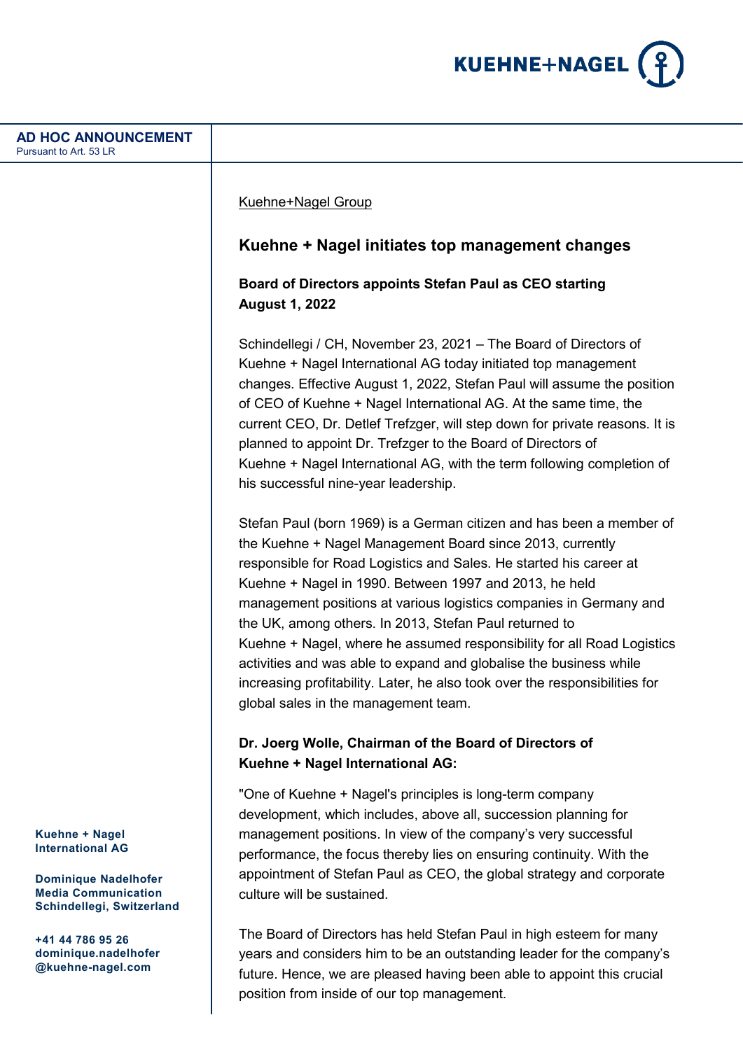**AD HOC ANNOUNCEMENT**
Pursuant to Art. 53 LR

Kuehne+Nagel Group

## Kuehne + Nagel initiates top management changes

### Board of Directors appoints Stefan Paul as CEO starting August 1, 2022

Schindellegi / CH, November 23, 2021 – The Board of Directors of Kuehne + Nagel International AG today initiated top management changes. Effective August 1, 2022, Stefan Paul will assume the position of CEO of Kuehne + Nagel International AG. At the same time, the current CEO, Dr. Detlef Trefzger, will step down for private reasons. It is planned to appoint Dr. Trefzger to the Board of Directors of Kuehne + Nagel International AG, with the term following completion of his successful nine-year leadership.

Stefan Paul (born 1969) is a German citizen and has been a member of the Kuehne + Nagel Management Board since 2013, currently responsible for Road Logistics and Sales. He started his career at Kuehne + Nagel in 1990. Between 1997 and 2013, he held management positions at various logistics companies in Germany and the UK, among others. In 2013, Stefan Paul returned to Kuehne + Nagel, where he assumed responsibility for all Road Logistics activities and was able to expand and globalise the business while increasing profitability. Later, he also took over the responsibilities for global sales in the management team.

### Dr. Joerg Wolle, Chairman of the Board of Directors of Kuehne + Nagel International AG:

"One of Kuehne + Nagel's principles is long-term company development, which includes, above all, succession planning for management positions. In view of the company's very successful performance, the focus thereby lies on ensuring continuity. With the appointment of Stefan Paul as CEO, the global strategy and corporate culture will be sustained.

The Board of Directors has held Stefan Paul in high esteem for many years and considers him to be an outstanding leader for the company's future. Hence, we are pleased having been able to appoint this crucial position from inside of our top management.

**Kuehne + Nagel International AG**

**Dominique Nadelhofer**
**Media Communication**
**Schindellegi, Switzerland**

**+41 44 786 95 26**
**dominique.nadelhofer@kuehne-nagel.com**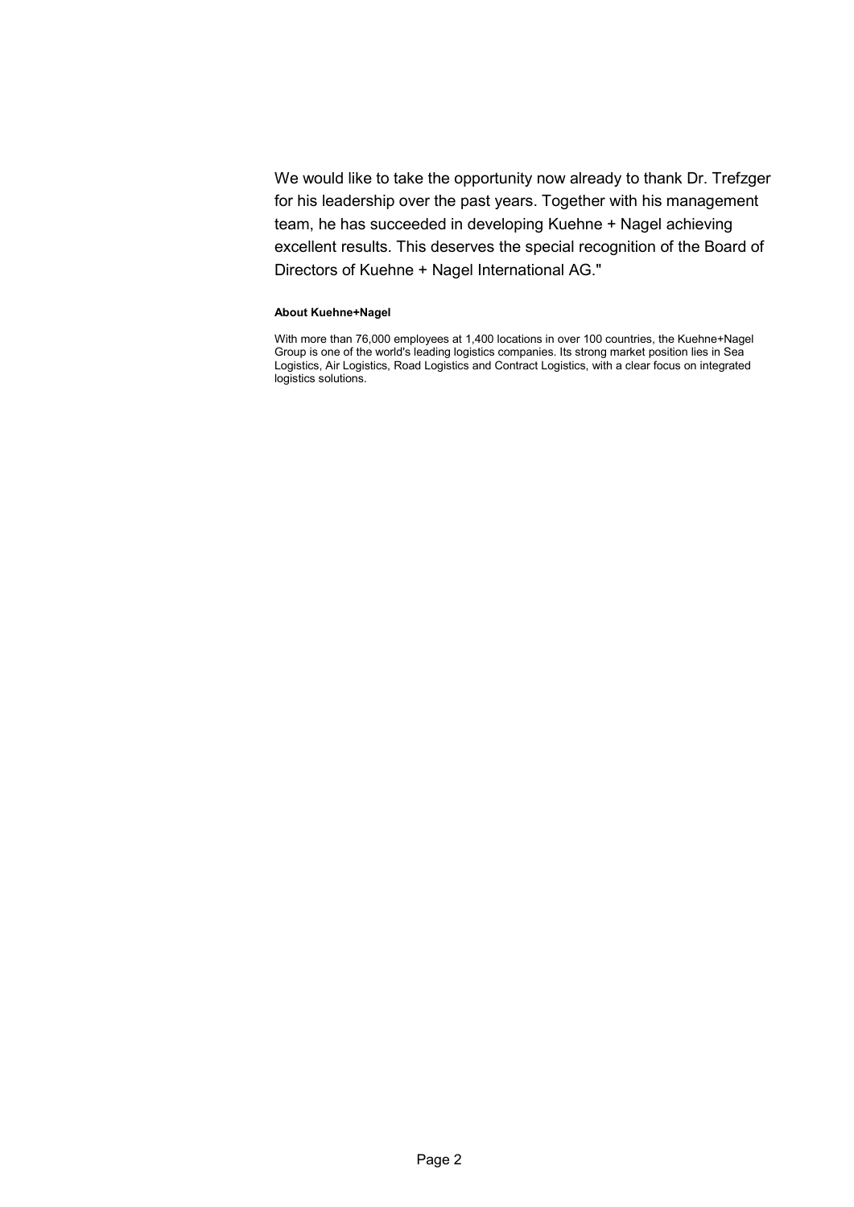We would like to take the opportunity now already to thank Dr. Trefzger for his leadership over the past years. Together with his management team, he has succeeded in developing Kuehne + Nagel achieving excellent results. This deserves the special recognition of the Board of Directors of Kuehne + Nagel International AG."

**About Kuehne+Nagel**

With more than 76,000 employees at 1,400 locations in over 100 countries, the Kuehne+Nagel Group is one of the world's leading logistics companies. Its strong market position lies in Sea Logistics, Air Logistics, Road Logistics and Contract Logistics, with a clear focus on integrated logistics solutions.